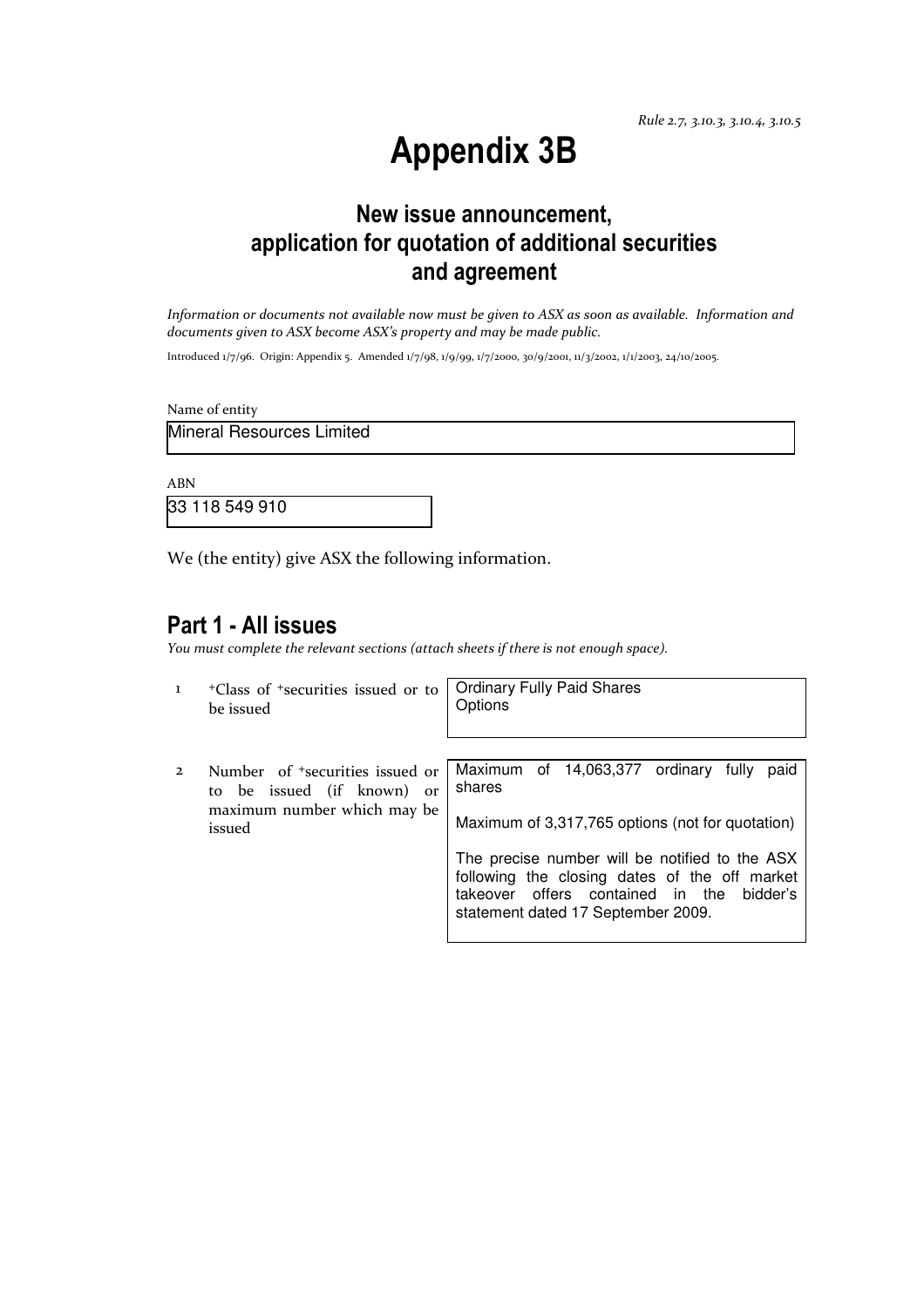*Rule 2.7, 3.10.3, 3.10.4, 3.10.5*

# Appendix 3B

## New issue announcement, application for quotation of additional securities and agreement

*Information or documents not available now must be given to ASX as soon as available. Information and documents given to ASX become ASX's property and may be made public.*

Introduced 1/7/96. Origin: Appendix 5. Amended 1/7/98, 1/9/99, 1/7/2000, 30/9/2001, 11/3/2002, 1/1/2003, 24/10/2005.

Name of entity

Mineral Resources Limited

ABN

33 118 549 910

We (the entity) give ASX the following information.

## Part 1 - All issues

*You must complete the relevant sections (attach sheets if there is not enough space).*

| | | |
|---|---|---|
| 1 | +Class of +securities issued or to be issued | Ordinary Fully Paid Shares<br>Options |
| 2 | Number of +securities issued or to be issued (if known) or maximum number which may be issued | Maximum of 14,063,377 ordinary fully paid shares<br><br>Maximum of 3,317,765 options (not for quotation)<br><br>The precise number will be notified to the ASX following the closing dates of the off market takeover offers contained in the bidder's statement dated 17 September 2009. |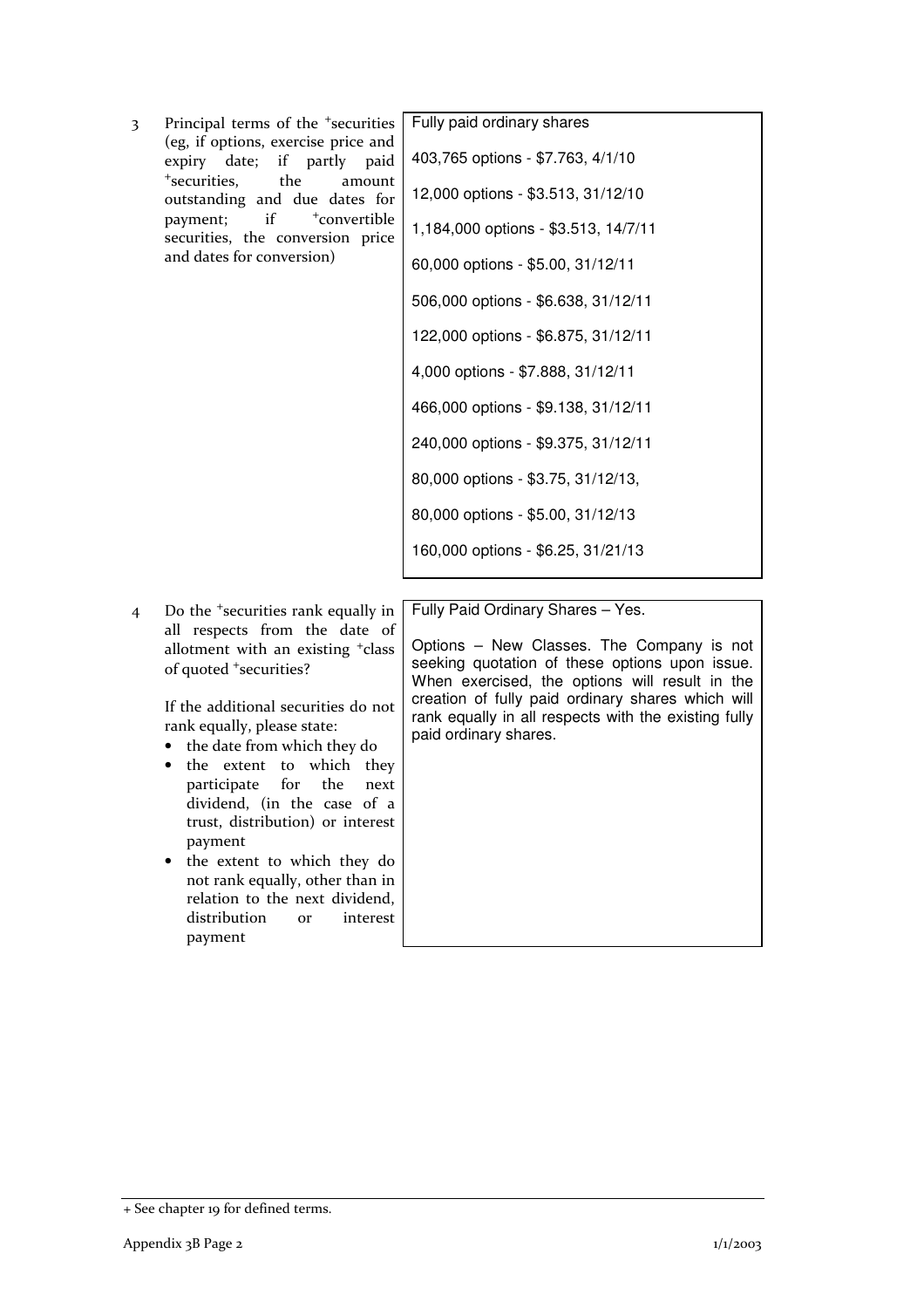| | | |
|---|---|---|
| 3 | Principal terms of the +securities (eg, if options, exercise price and expiry date; if partly paid +securities, the amount outstanding and due dates for payment; if +convertible securities, the conversion price and dates for conversion) | Fully paid ordinary shares<br><br>403,765 options - $7.763, 4/1/10<br><br>12,000 options - $3.513, 31/12/10<br><br>1,184,000 options - $3.513, 14/7/11<br><br>60,000 options - $5.00, 31/12/11<br><br>506,000 options - $6.638, 31/12/11<br><br>122,000 options - $6.875, 31/12/11<br><br>4,000 options - $7.888, 31/12/11<br><br>466,000 options - $9.138, 31/12/11<br><br>240,000 options - $9.375, 31/12/11<br><br>80,000 options - $3.75, 31/12/13,<br><br>80,000 options - $5.00, 31/12/13<br><br>160,000 options - $6.25, 31/21/13 |
| 4 | Do the +securities rank equally in all respects from the date of allotment with an existing +class of quoted +securities?<br><br>If the additional securities do not rank equally, please state:<br>• the date from which they do<br>• the extent to which they participate for the next dividend, (in the case of a trust, distribution) or interest payment<br>• the extent to which they do not rank equally, other than in relation to the next dividend, distribution or interest payment | Fully Paid Ordinary Shares – Yes.<br><br>Options – New Classes. The Company is not seeking quotation of these options upon issue. When exercised, the options will result in the creation of fully paid ordinary shares which will rank equally in all respects with the existing fully paid ordinary shares. |

+ See chapter 19 for defined terms.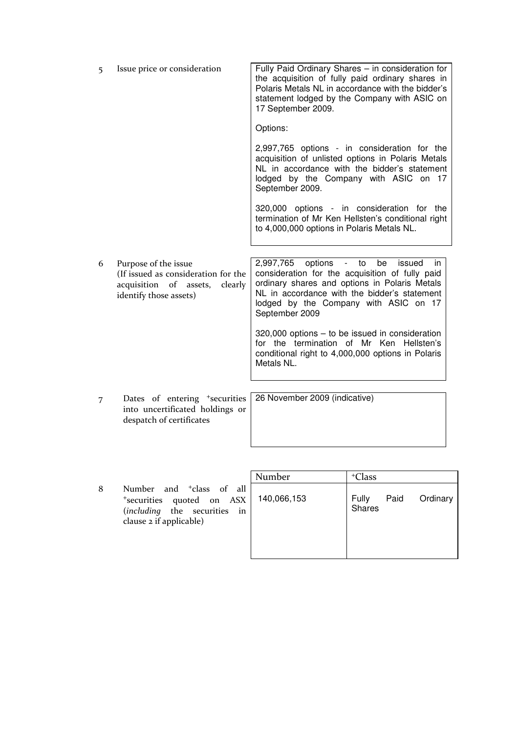| | | |
|---|---|---|
| 5 | Issue price or consideration | Fully Paid Ordinary Shares – in consideration for the acquisition of fully paid ordinary shares in Polaris Metals NL in accordance with the bidder's statement lodged by the Company with ASIC on 17 September 2009.<br><br>Options:<br><br>2,997,765 options - in consideration for the acquisition of unlisted options in Polaris Metals NL in accordance with the bidder's statement lodged by the Company with ASIC on 17 September 2009.<br><br>320,000 options - in consideration for the termination of Mr Ken Hellsten's conditional right to 4,000,000 options in Polaris Metals NL. |
| 6 | Purpose of the issue<br>(If issued as consideration for the acquisition of assets, clearly identify those assets) | 2,997,765 options - to be issued in consideration for the acquisition of fully paid ordinary shares and options in Polaris Metals NL in accordance with the bidder's statement lodged by the Company with ASIC on 17 September 2009<br><br>320,000 options – to be issued in consideration for the termination of Mr Ken Hellsten's conditional right to 4,000,000 options in Polaris Metals NL. |
| 7 | Dates of entering +securities into uncertificated holdings or despatch of certificates | 26 November 2009 (indicative) |

| | | Number | +Class |
|---|---|---|---|
| 8 | Number and +class of all +securities quoted on ASX (*including* the securities in clause 2 if applicable) | 140,066,153 | Fully Paid Ordinary Shares |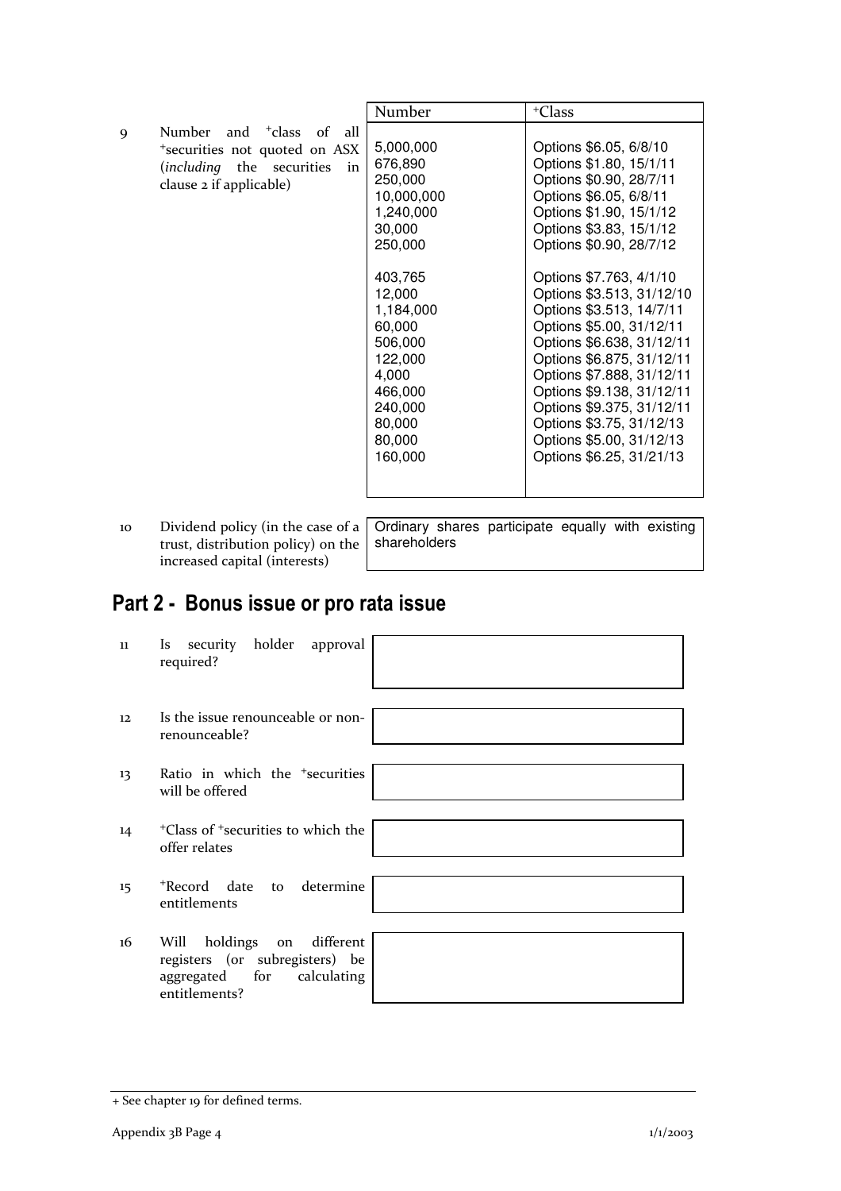| | | Number | +Class |
|---|---|---|---|
| 9 | Number and +class of all +securities not quoted on ASX (*including* the securities in clause 2 if applicable) | 5,000,000<br>676,890<br>250,000<br>10,000,000<br>1,240,000<br>30,000<br>250,000<br><br>403,765<br>12,000<br>1,184,000<br>60,000<br>506,000<br>122,000<br>4,000<br>466,000<br>240,000<br>80,000<br>80,000<br>160,000 | Options $6.05, 6/8/10<br>Options $1.80, 15/1/11<br>Options $0.90, 28/7/11<br>Options $6.05, 6/8/11<br>Options $1.90, 15/1/12<br>Options $3.83, 15/1/12<br>Options $0.90, 28/7/12<br><br>Options $7.763, 4/1/10<br>Options $3.513, 31/12/10<br>Options $3.513, 14/7/11<br>Options $5.00, 31/12/11<br>Options $6.638, 31/12/11<br>Options $6.875, 31/12/11<br>Options $7.888, 31/12/11<br>Options $9.138, 31/12/11<br>Options $9.375, 31/12/11<br>Options $3.75, 31/12/13<br>Options $5.00, 31/12/13<br>Options $6.25, 31/21/13 |

| | | |
|---|---|---|
| 10 | Dividend policy (in the case of a trust, distribution policy) on the increased capital (interests) | Ordinary shares participate equally with existing shareholders |

## Part 2 - Bonus issue or pro rata issue

| | | |
|---|---|---|
| 11 | Is security holder approval required? | |
| 12 | Is the issue renounceable or non-renounceable? | |
| 13 | Ratio in which the +securities will be offered | |
| 14 | +Class of +securities to which the offer relates | |
| 15 | +Record date to determine entitlements | |
| 16 | Will holdings on different registers (or subregisters) be aggregated for calculating entitlements? | |

+ See chapter 19 for defined terms.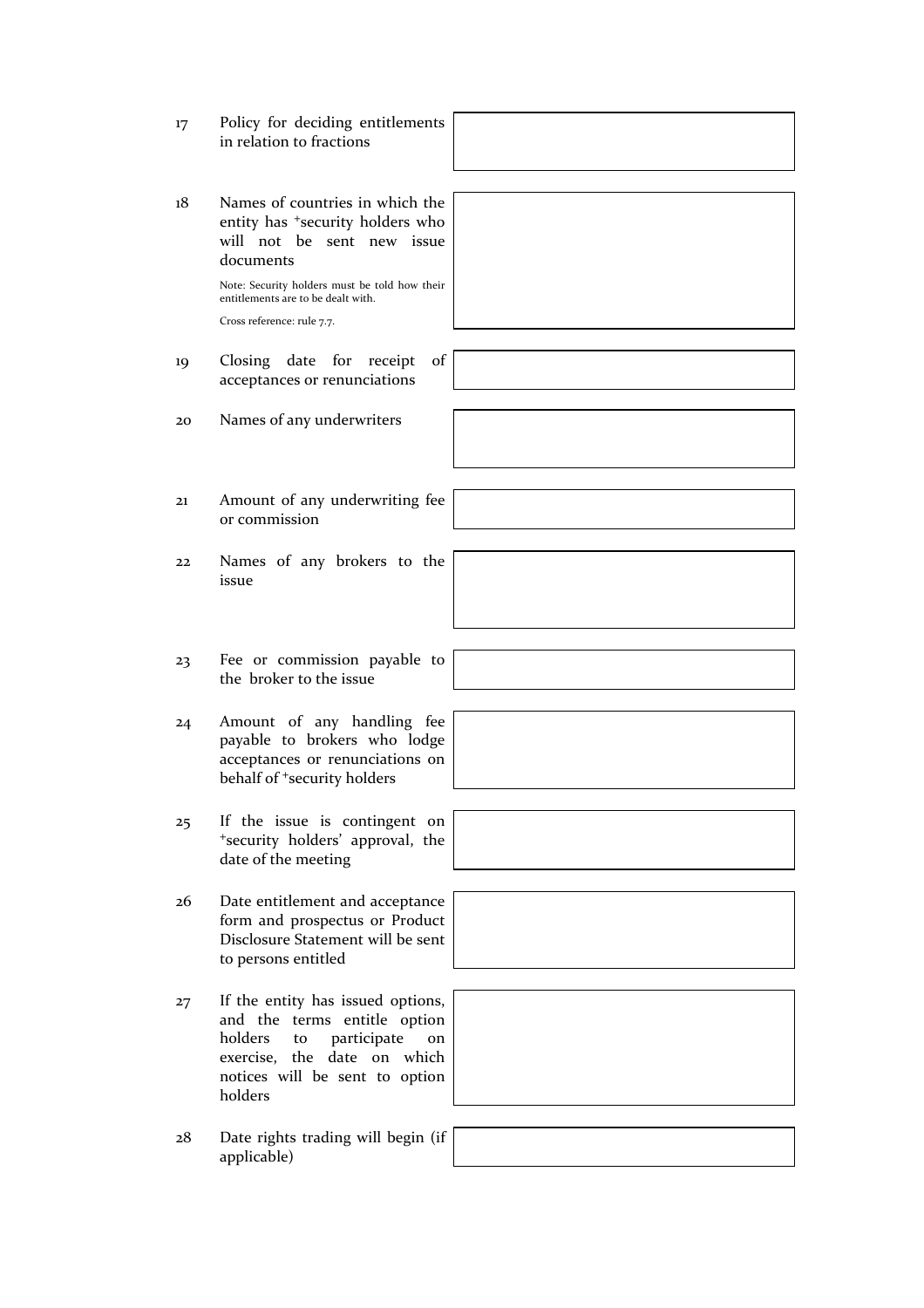| | | |
|---|---|---|
| 17 | Policy for deciding entitlements in relation to fractions | |
| 18 | Names of countries in which the entity has +security holders who will not be sent new issue documents<br><br>Note: Security holders must be told how their entitlements are to be dealt with.<br><br>Cross reference: rule 7.7. | |
| 19 | Closing date for receipt of acceptances or renunciations | |
| 20 | Names of any underwriters | |
| 21 | Amount of any underwriting fee or commission | |
| 22 | Names of any brokers to the issue | |
| 23 | Fee or commission payable to the broker to the issue | |
| 24 | Amount of any handling fee payable to brokers who lodge acceptances or renunciations on behalf of +security holders | |
| 25 | If the issue is contingent on +security holders' approval, the date of the meeting | |
| 26 | Date entitlement and acceptance form and prospectus or Product Disclosure Statement will be sent to persons entitled | |
| 27 | If the entity has issued options, and the terms entitle option holders to participate on exercise, the date on which notices will be sent to option holders | |
| 28 | Date rights trading will begin (if applicable) | |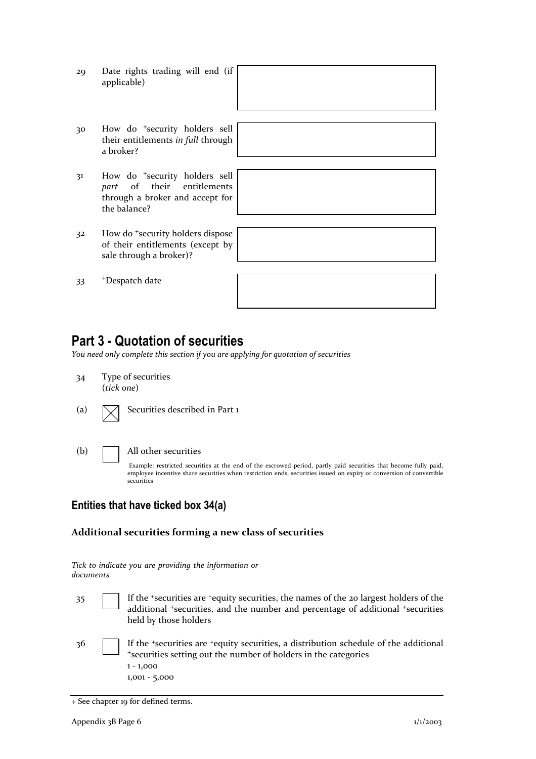| | | |
|---|---|---|
| 29 | Date rights trading will end (if applicable) | |
| 30 | How do +security holders sell their entitlements *in full* through a broker? | |
| 31 | How do +security holders sell *part* of their entitlements through a broker and accept for the balance? | |
| 32 | How do +security holders dispose of their entitlements (except by sale through a broker)? | |
| 33 | +Despatch date | |

## Part 3 - Quotation of securities

*You need only complete this section if you are applying for quotation of securities*

34 Type of securities
(*tick one*)

(a) ☒ Securities described in Part 1

(b) ☐ All other securities

Example: restricted securities at the end of the escrowed period, partly paid securities that become fully paid, employee incentive share securities when restriction ends, securities issued on expiry or conversion of convertible securities

### Entities that have ticked box 34(a)

#### Additional securities forming a new class of securities

*Tick to indicate you are providing the information or documents*

35 ☐ If the +securities are +equity securities, the names of the 20 largest holders of the additional +securities, and the number and percentage of additional +securities held by those holders

36 ☐ If the +securities are +equity securities, a distribution schedule of the additional +securities setting out the number of holders in the categories
1 - 1,000
1,001 - 5,000

+ See chapter 19 for defined terms.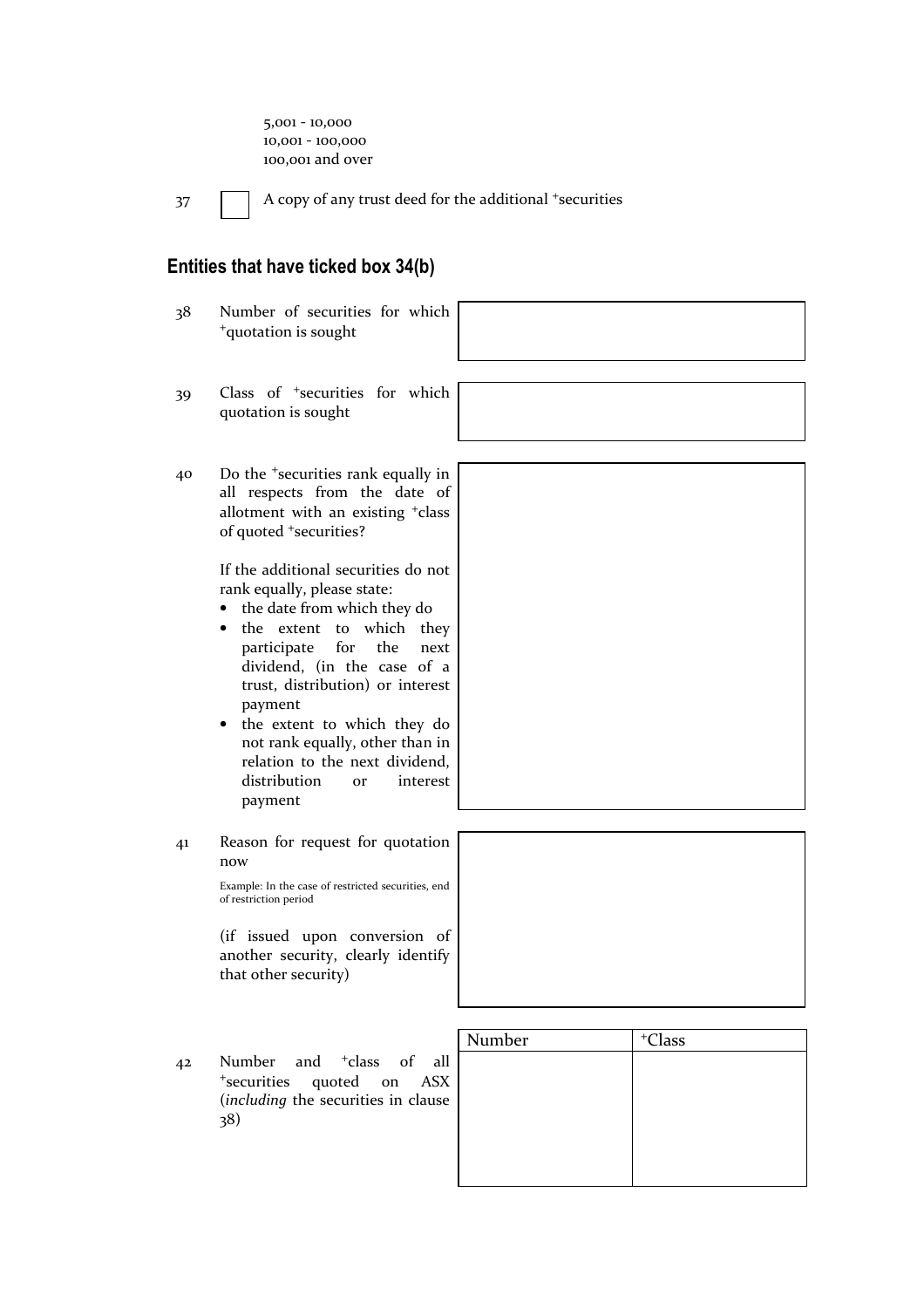5,001 - 10,000
10,001 - 100,000
100,001 and over

37 ☐ A copy of any trust deed for the additional +securities

## Entities that have ticked box 34(b)

| | | |
|---|---|---|
| 38 | Number of securities for which +quotation is sought | |
| 39 | Class of +securities for which quotation is sought | |
| 40 | Do the +securities rank equally in all respects from the date of allotment with an existing +class of quoted +securities?<br><br>If the additional securities do not rank equally, please state:<br>• the date from which they do<br>• the extent to which they participate for the next dividend, (in the case of a trust, distribution) or interest payment<br>• the extent to which they do not rank equally, other than in relation to the next dividend, distribution or interest payment | |
| 41 | Reason for request for quotation now<br><br>Example: In the case of restricted securities, end of restriction period<br><br>(if issued upon conversion of another security, clearly identify that other security) | |

42 Number and +class of all +securities quoted on ASX (*including* the securities in clause 38)

| Number | +Class |
|---|---|
| | |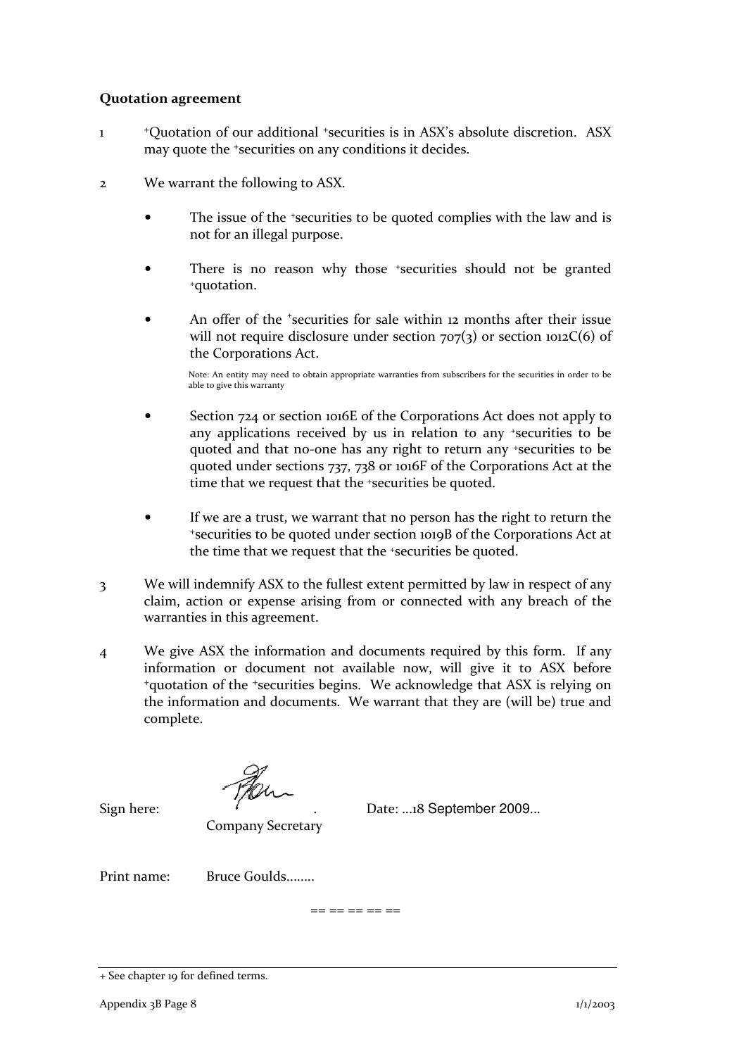**Quotation agreement**

1 +Quotation of our additional +securities is in ASX's absolute discretion. ASX may quote the +securities on any conditions it decides.

2 We warrant the following to ASX.

- The issue of the +securities to be quoted complies with the law and is not for an illegal purpose.

- There is no reason why those +securities should not be granted +quotation.

- An offer of the +securities for sale within 12 months after their issue will not require disclosure under section 707(3) or section 1012C(6) of the Corporations Act.

  Note: An entity may need to obtain appropriate warranties from subscribers for the securities in order to be able to give this warranty

- Section 724 or section 1016E of the Corporations Act does not apply to any applications received by us in relation to any +securities to be quoted and that no-one has any right to return any +securities to be quoted under sections 737, 738 or 1016F of the Corporations Act at the time that we request that the +securities be quoted.

- If we are a trust, we warrant that no person has the right to return the +securities to be quoted under section 1019B of the Corporations Act at the time that we request that the +securities be quoted.

3 We will indemnify ASX to the fullest extent permitted by law in respect of any claim, action or expense arising from or connected with any breach of the warranties in this agreement.

4 We give ASX the information and documents required by this form. If any information or document not available now, will give it to ASX before +quotation of the +securities begins. We acknowledge that ASX is relying on the information and documents. We warrant that they are (will be) true and complete.

Sign here: . Date: ...18 September 2009...

Company Secretary

Print name: Bruce Goulds........

== == == == ==

+ See chapter 19 for defined terms.